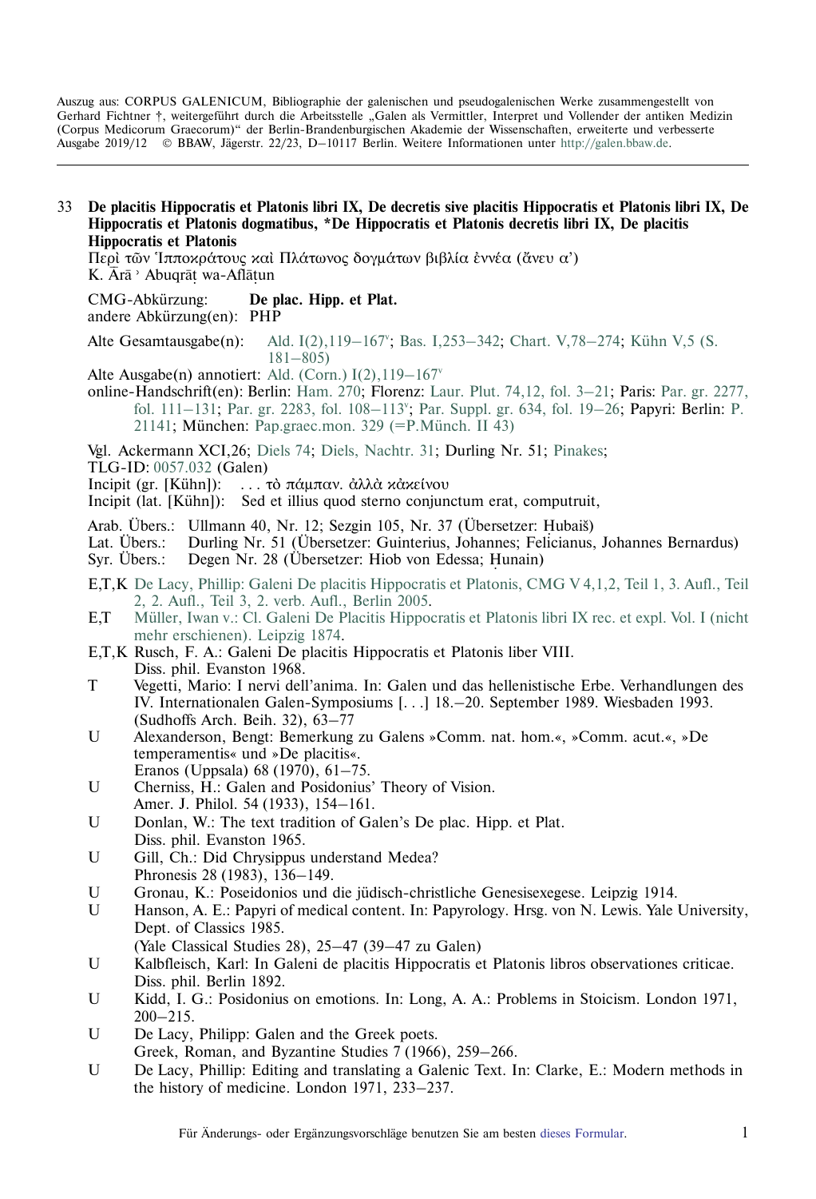Auszug aus: CORPUS GALENICUM, Bibliographie der galenischen und pseudogalenischen Werke zusammengestellt von Gerhard Fichtner †, weitergeführt durch die Arbeitsstelle „Galen als Vermittler, Interpret und Vollender der antiken Medizin (Corpus Medicorum Graecorum)" der Berlin-Brandenburgischen Akademie der Wissenschaften, erweiterte und verbesserte Ausgabe 2019/12 © BBAW, Jägerstr. 22/23, D–10117 Berlin. Weitere Informationen unter http://galen.bbaw.de.

---

33 **De placitis Hippocratis et Platonis libri IX, De decretis sive placitis Hippocratis et Platonis libri IX, De Hippocratis et Platonis dogmatibus, *De Hippocratis et Platonis decretis libri IX, De placitis Hippocratis et Platonis**

Περὶ τῶν Ἱπποκράτους καὶ Πλάτωνος δογμάτων βιβλία ἐννέα (ἄνευ α')

K. Ārā ʾ Abuqrāṭ wa-Aflāṭun

CMG-Abkürzung: **De plac. Hipp. et Plat.**
andere Abkürzung(en): PHP

Alte Gesamtausgabe(n): Ald. I(2),119–167v; Bas. I,253–342; Chart. V,78–274; Kühn V,5 (S. 181–805)

Alte Ausgabe(n) annotiert: Ald. (Corn.) I(2),119–167v

online-Handschrift(en): Berlin: Ham. 270; Florenz: Laur. Plut. 74,12, fol. 3–21; Paris: Par. gr. 2277, fol. 111–131; Par. gr. 2283, fol. 108–113v; Par. Suppl. gr. 634, fol. 19–26; Papyri: Berlin: P. 21141; München: Pap.graec.mon. 329 (=P.Münch. II 43)

Vgl. Ackermann XCI,26; Diels 74; Diels, Nachtr. 31; Durling Nr. 51; Pinakes;

TLG-ID: 0057.032 (Galen)

Incipit (gr. [Kühn]): . . . τὸ πάμπαν. ἀλλὰ κἀκείνου

Incipit (lat. [Kühn]): Sed et illius quod sterno conjunctum erat, computruit,

Arab. Übers.: Ullmann 40, Nr. 12; Sezgin 105, Nr. 37 (Übersetzer: Ḥubaiš)

Lat. Übers.: Durling Nr. 51 (Übersetzer: Guinterius, Johannes; Felicianus, Johannes Bernardus)

Syr. Übers.: Degen Nr. 28 (Übersetzer: Hiob von Edessa; Ḥunain)

E,T,K De Lacy, Phillip: Galeni De placitis Hippocratis et Platonis, CMG V 4,1,2, Teil 1, 3. Aufl., Teil 2, 2. Aufl., Teil 3, 2. verb. Aufl., Berlin 2005.

E,T Müller, Iwan v.: Cl. Galeni De Placitis Hippocratis et Platonis libri IX rec. et expl. Vol. I (nicht mehr erschienen). Leipzig 1874.

E,T,K Rusch, F. A.: Galeni De placitis Hippocratis et Platonis liber VIII. Diss. phil. Evanston 1968.

T Vegetti, Mario: I nervi dell'anima. In: Galen und das hellenistische Erbe. Verhandlungen des IV. Internationalen Galen-Symposiums [. . .] 18.–20. September 1989. Wiesbaden 1993. (Sudhoffs Arch. Beih. 32), 63–77

U Alexanderson, Bengt: Bemerkung zu Galens »Comm. nat. hom.«, »Comm. acut.«, »De temperamentis« und »De placitis«. Eranos (Uppsala) 68 (1970), 61–75.

U Cherniss, H.: Galen and Posidonius' Theory of Vision. Amer. J. Philol. 54 (1933), 154–161.

U Donlan, W.: The text tradition of Galen's De plac. Hipp. et Plat. Diss. phil. Evanston 1965.

U Gill, Ch.: Did Chrysippus understand Medea? Phronesis 28 (1983), 136–149.

U Gronau, K.: Poseidonios und die jüdisch-christliche Genesisexegese. Leipzig 1914.

U Hanson, A. E.: Papyri of medical content. In: Papyrology. Hrsg. von N. Lewis. Yale University, Dept. of Classics 1985. (Yale Classical Studies 28), 25–47 (39–47 zu Galen)

U Kalbfleisch, Karl: In Galeni de placitis Hippocratis et Platonis libros observationes criticae. Diss. phil. Berlin 1892.

U Kidd, I. G.: Posidonius on emotions. In: Long, A. A.: Problems in Stoicism. London 1971, 200–215.

U De Lacy, Philipp: Galen and the Greek poets. Greek, Roman, and Byzantine Studies 7 (1966), 259–266.

U De Lacy, Phillip: Editing and translating a Galenic Text. In: Clarke, E.: Modern methods in the history of medicine. London 1971, 233–237.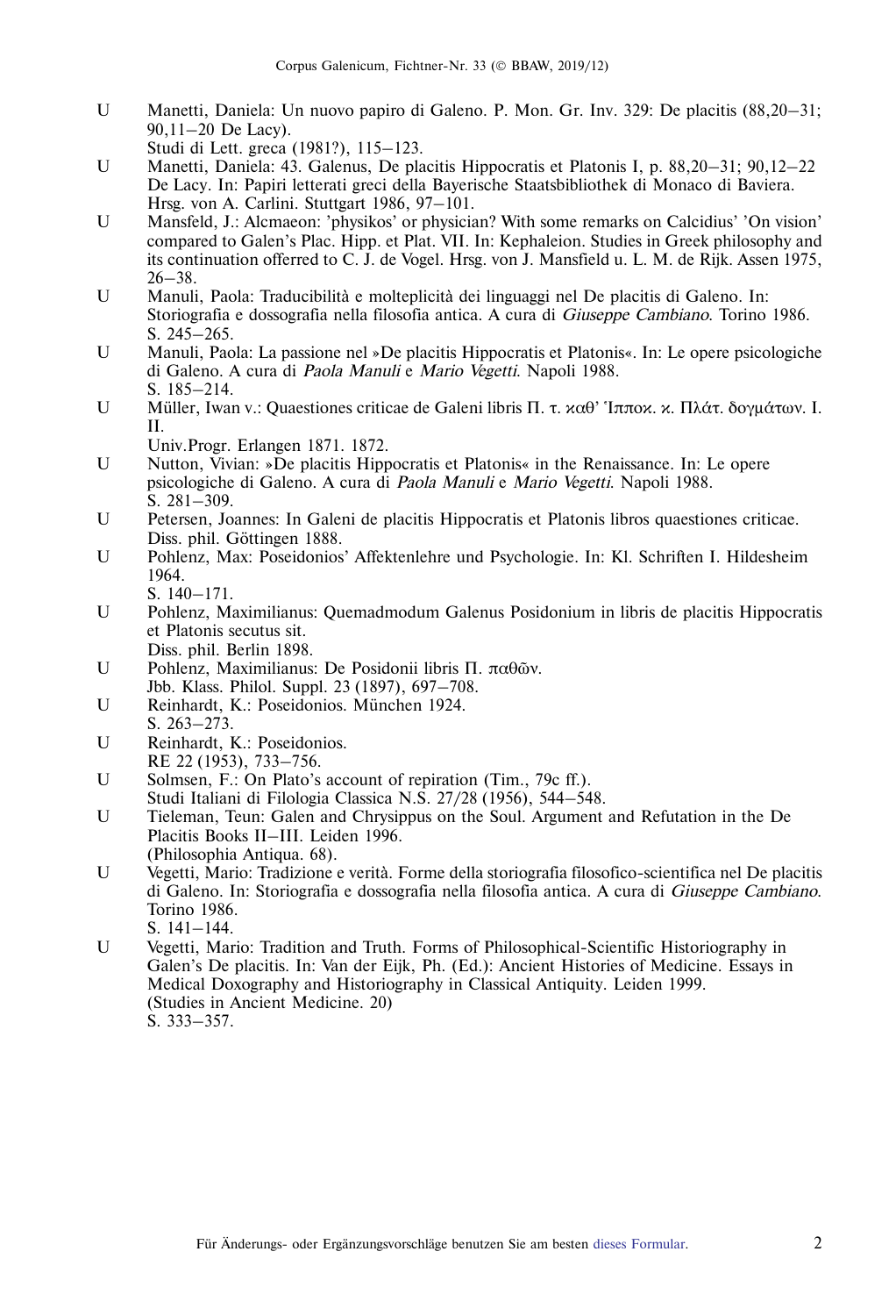U Manetti, Daniela: Un nuovo papiro di Galeno. P. Mon. Gr. Inv. 329: De placitis (88,20–31; 90,11–20 De Lacy).
Studi di Lett. greca (1981?), 115–123.

U Manetti, Daniela: 43. Galenus, De placitis Hippocratis et Platonis I, p. 88,20–31; 90,12–22 De Lacy. In: Papiri letterati greci della Bayerische Staatsbibliothek di Monaco di Baviera. Hrsg. von A. Carlini. Stuttgart 1986, 97–101.

U Mansfeld, J.: Alcmaeon: 'physikos' or physician? With some remarks on Calcidius' 'On vision' compared to Galen's Plac. Hipp. et Plat. VII. In: Kephaleion. Studies in Greek philosophy and its continuation offerred to C. J. de Vogel. Hrsg. von J. Mansfield u. L. M. de Rijk. Assen 1975, 26–38.

U Manuli, Paola: Traducibilità e molteplicità dei linguaggi nel De placitis di Galeno. In: Storiografia e dossografia nella filosofia antica. A cura di *Giuseppe Cambiano*. Torino 1986. S. 245–265.

U Manuli, Paola: La passione nel »De placitis Hippocratis et Platonis«. In: Le opere psicologiche di Galeno. A cura di *Paola Manuli* e *Mario Vegetti*. Napoli 1988.
S. 185–214.

U Müller, Iwan v.: Quaestiones criticae de Galeni libris Π. τ. καθ' Ἱπποκ. κ. Πλάτ. δογμάτων. I. II.
Univ.Progr. Erlangen 1871. 1872.

U Nutton, Vivian: »De placitis Hippocratis et Platonis« in the Renaissance. In: Le opere psicologiche di Galeno. A cura di *Paola Manuli* e *Mario Vegetti*. Napoli 1988.
S. 281–309.

U Petersen, Joannes: In Galeni de placitis Hippocratis et Platonis libros quaestiones criticae. Diss. phil. Göttingen 1888.

U Pohlenz, Max: Poseidonios' Affektenlehre und Psychologie. In: Kl. Schriften I. Hildesheim 1964.
S. 140–171.

U Pohlenz, Maximilianus: Quemadmodum Galenus Posidonium in libris de placitis Hippocratis et Platonis secutus sit.
Diss. phil. Berlin 1898.

U Pohlenz, Maximilianus: De Posidonii libris Π. παθῶν.
Jbb. Klass. Philol. Suppl. 23 (1897), 697–708.

U Reinhardt, K.: Poseidonios. München 1924.
S. 263–273.

U Reinhardt, K.: Poseidonios.
RE 22 (1953), 733–756.

U Solmsen, F.: On Plato's account of repiration (Tim., 79c ff.).
Studi Italiani di Filologia Classica N.S. 27/28 (1956), 544–548.

U Tieleman, Teun: Galen and Chrysippus on the Soul. Argument and Refutation in the De Placitis Books II–III. Leiden 1996.
(Philosophia Antiqua. 68).

U Vegetti, Mario: Tradizione e verità. Forme della storiografia filosofico-scientifica nel De placitis di Galeno. In: Storiografia e dossografia nella filosofia antica. A cura di *Giuseppe Cambiano*. Torino 1986.
S. 141–144.

U Vegetti, Mario: Tradition and Truth. Forms of Philosophical-Scientific Historiography in Galen's De placitis. In: Van der Eijk, Ph. (Ed.): Ancient Histories of Medicine. Essays in Medical Doxography and Historiography in Classical Antiquity. Leiden 1999.
(Studies in Ancient Medicine. 20)
S. 333–357.

Für Änderungs- oder Ergänzungsvorschläge benutzen Sie am besten dieses Formular.